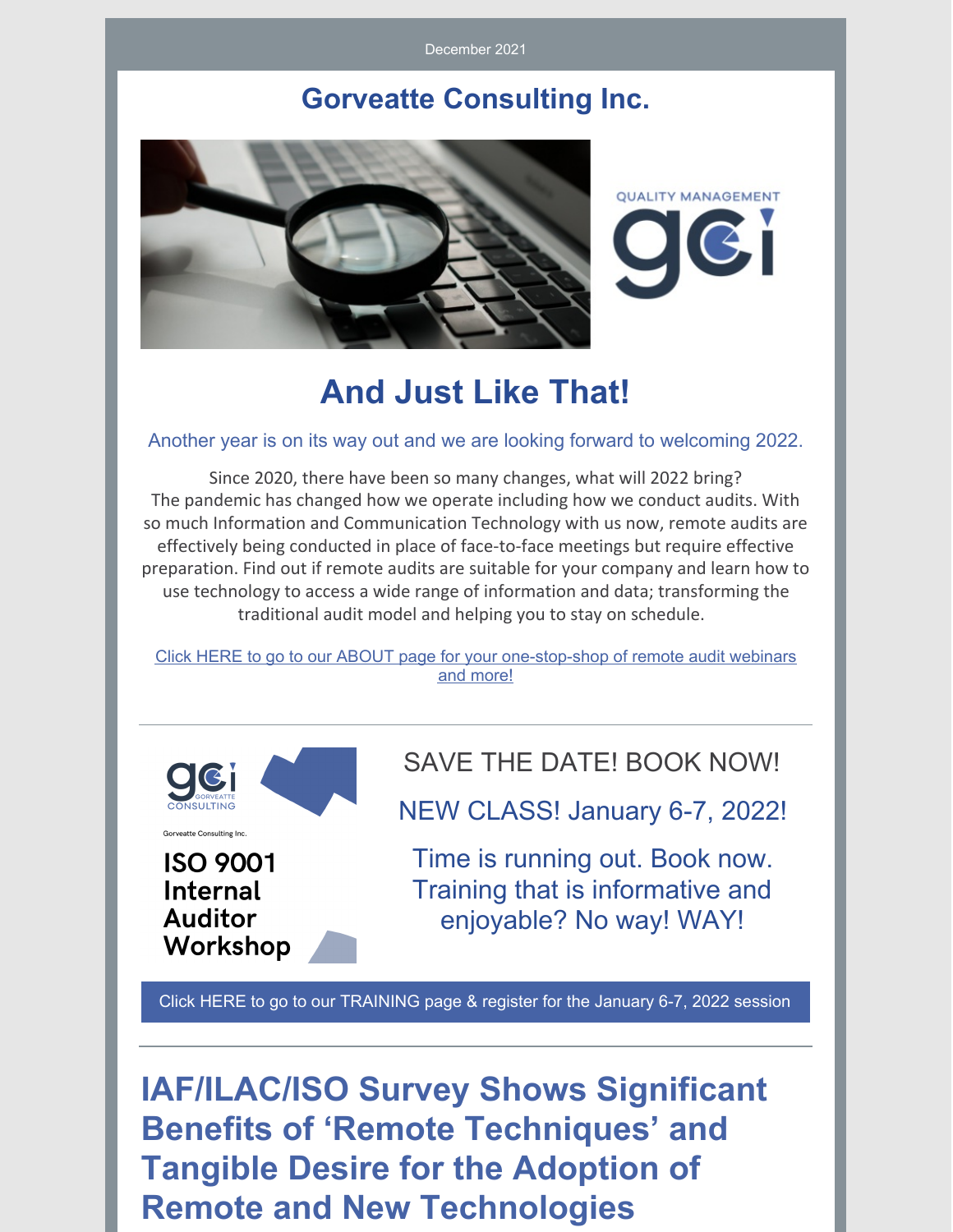December 2021

# Gorveatte Consulting Inc.

QUALITY MANAGEMENT
gci

## And Just Like That!

Another year is on its way out and we are looking forward to welcoming 2022.

Since 2020, there have been so many changes, what will 2022 bring?
The pandemic has changed how we operate including how we conduct audits. With so much Information and Communication Technology with us now, remote audits are effectively being conducted in place of face-to-face meetings but require effective preparation. Find out if remote audits are suitable for your company and learn how to use technology to access a wide range of information and data; transforming the traditional audit model and helping you to stay on schedule.

Click HERE to go to our ABOUT page for your one-stop-shop of remote audit webinars and more!

---

gci GORVEATTE CONSULTING

Gorveatte Consulting Inc.

**ISO 9001 Internal Auditor Workshop**

SAVE THE DATE! BOOK NOW!

NEW CLASS! January 6-7, 2022!

Time is running out. Book now. Training that is informative and enjoyable? No way! WAY!

Click HERE to go to our TRAINING page & register for the January 6-7, 2022 session

---

## IAF/ILAC/ISO Survey Shows Significant Benefits of 'Remote Techniques' and Tangible Desire for the Adoption of Remote and New Technologies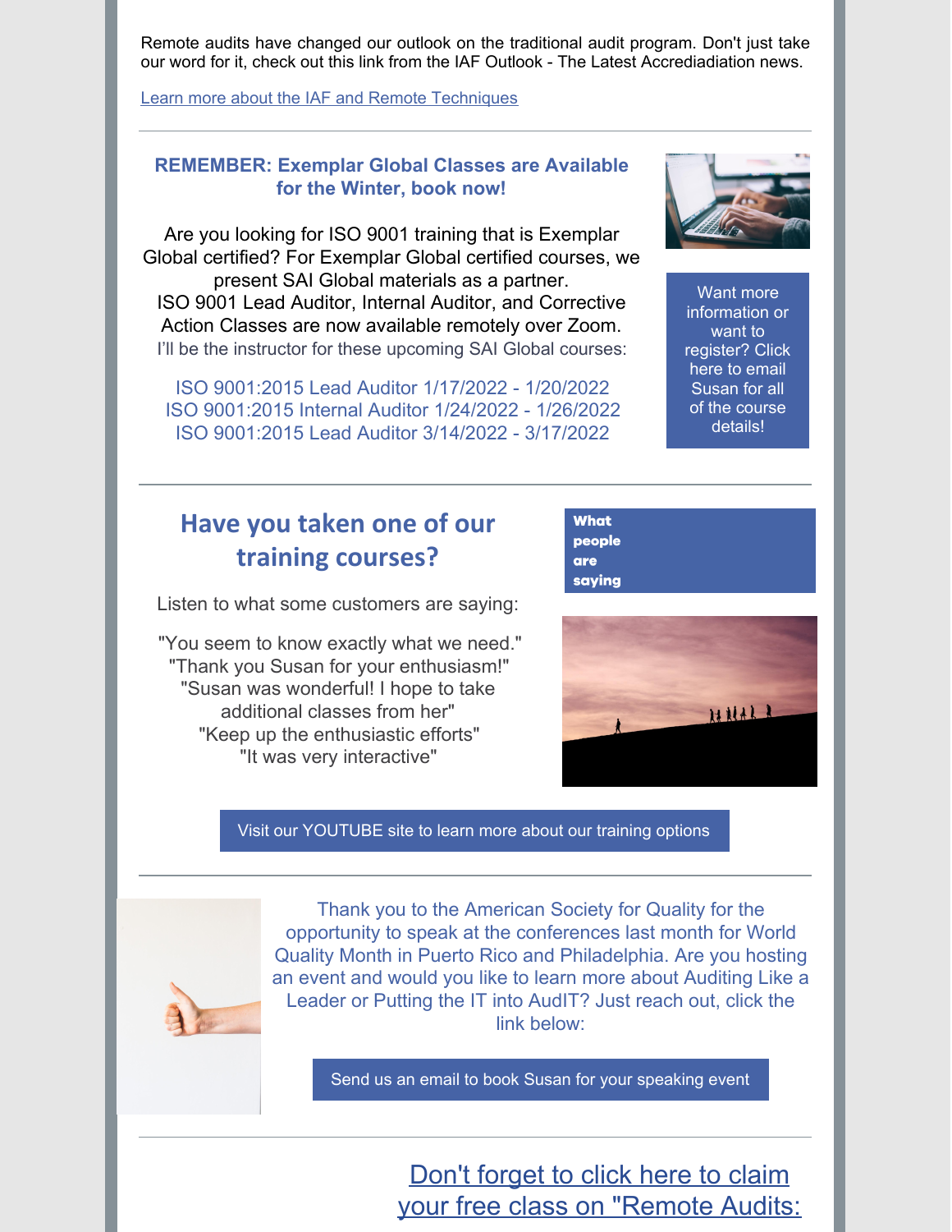Remote audits have changed our outlook on the traditional audit program. Don't just take our word for it, check out this link from the IAF Outlook - The Latest Accrediadiation news.

[Learn more about the IAF and Remote Techniques]

---

**REMEMBER: Exemplar Global Classes are Available for the Winter, book now!**

Are you looking for ISO 9001 training that is Exemplar Global certified? For Exemplar Global certified courses, we present SAI Global materials as a partner.
ISO 9001 Lead Auditor, Internal Auditor, and Corrective Action Classes are now available remotely over Zoom.
I'll be the instructor for these upcoming SAI Global courses:

ISO 9001:2015 Lead Auditor 1/17/2022 - 1/20/2022
ISO 9001:2015 Internal Auditor 1/24/2022 - 1/26/2022
ISO 9001:2015 Lead Auditor 3/14/2022 - 3/17/2022

Want more information or want to register? Click here to email Susan for all of the course details!

---

## Have you taken one of our training courses?

**What people are saying**

Listen to what some customers are saying:

"You seem to know exactly what we need."
"Thank you Susan for your enthusiasm!"
"Susan was wonderful! I hope to take additional classes from her"
"Keep up the enthusiastic efforts"
"It was very interactive"

Visit our YOUTUBE site to learn more about our training options

---

Thank you to the American Society for Quality for the opportunity to speak at the conferences last month for World Quality Month in Puerto Rico and Philadelphia. Are you hosting an event and would you like to learn more about Auditing Like a Leader or Putting the IT into AudIT? Just reach out, click the link below:

Send us an email to book Susan for your speaking event

---

Don't forget to click here to claim your free class on "Remote Audits: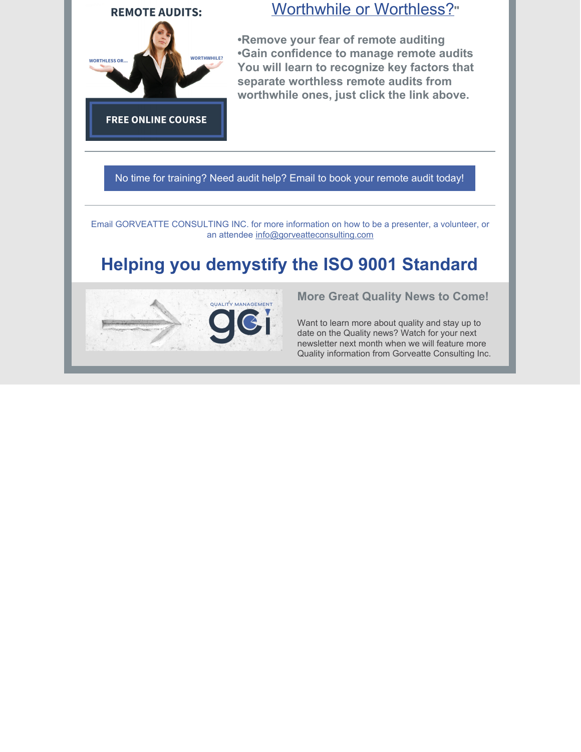REMOTE AUDITS:

WORTHLESS OR... WORTHWHILE?

FREE ONLINE COURSE

Worthwhile or Worthless?"

**•Remove your fear of remote auditing**
**•Gain confidence to manage remote audits**
**You will learn to recognize key factors that separate worthless remote audits from worthwhile ones, just click the link above.**

---

No time for training? Need audit help? Email to book your remote audit today!

---

Email GORVEATTE CONSULTING INC. for more information on how to be a presenter, a volunteer, or an attendee info@gorveatteconsulting.com

## Helping you demystify the ISO 9001 Standard

QUALITY MANAGEMENT gci

### More Great Quality News to Come!

Want to learn more about quality and stay up to date on the Quality news? Watch for your next newsletter next month when we will feature more Quality information from Gorveatte Consulting Inc.